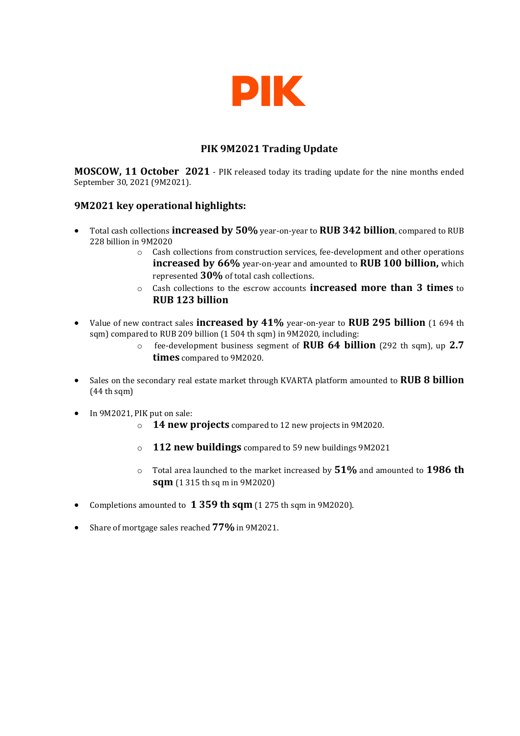PIK

# PIK 9M2021 Trading Update

**MOSCOW, 11 October 2021** - PIK released today its trading update for the nine months ended September 30, 2021 (9M2021).

## 9M2021 key operational highlights:

- Total cash collections **increased by 50%** year-on-year to **RUB 342 billion**, compared to RUB 228 billion in 9M2020
  - Cash collections from construction services, fee-development and other operations **increased by 66%** year-on-year and amounted to **RUB 100 billion,** which represented **30%** of total cash collections.
  - Cash collections to the escrow accounts **increased more than 3 times** to **RUB 123 billion**

- Value of new contract sales **increased by 41%** year-on-year to **RUB 295 billion** (1 694 th sqm) compared to RUB 209 billion (1 504 th sqm) in 9M2020, including:
  - fee-development business segment of **RUB 64 billion** (292 th sqm), up **2.7 times** compared to 9M2020.

- Sales on the secondary real estate market through KVARTA platform amounted to **RUB 8 billion** (44 th sqm)

- In 9M2021, PIK put on sale:
  - **14 new projects** compared to 12 new projects in 9M2020.
  - **112 new buildings** compared to 59 new buildings 9M2021
  - Total area launched to the market increased by **51%** and amounted to **1986 th sqm** (1 315 th sq m in 9M2020)

- Completions amounted to **1 359 th sqm** (1 275 th sqm in 9M2020).

- Share of mortgage sales reached **77%** in 9M2021.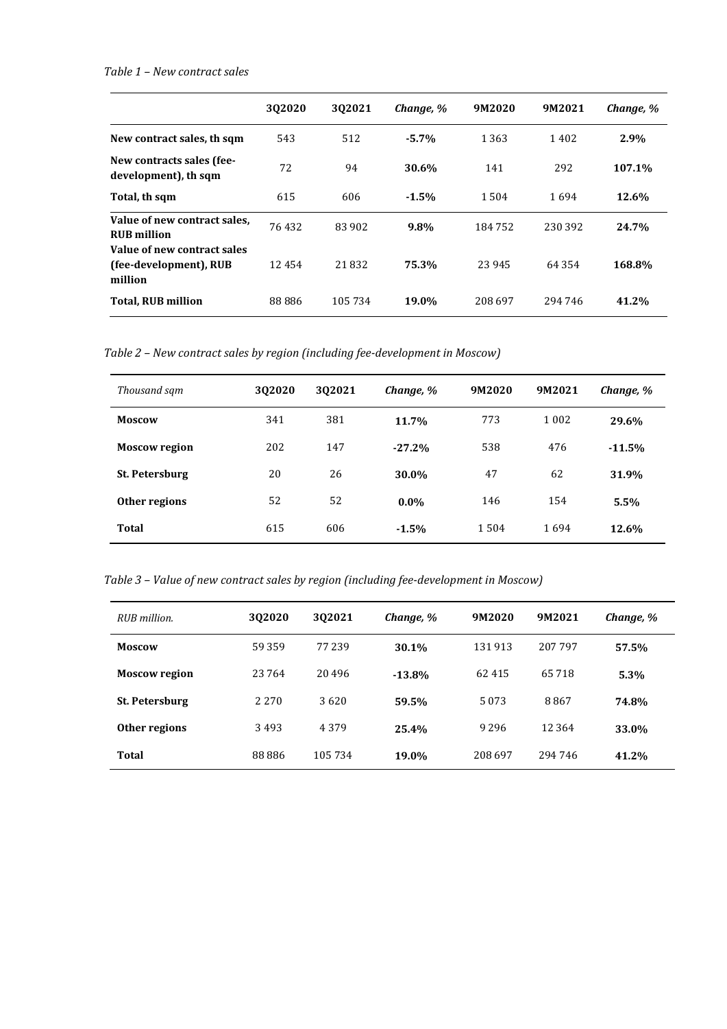*Table 1 – New contract sales*

| | 3Q2020 | 3Q2021 | *Change, %* | 9M2020 | 9M2021 | *Change, %* |
|---|---|---|---|---|---|---|
| **New contract sales, th sqm** | 543 | 512 | **-5.7%** | 1 363 | 1 402 | **2.9%** |
| **New contracts sales (fee-development), th sqm** | 72 | 94 | **30.6%** | 141 | 292 | **107.1%** |
| **Total, th sqm** | 615 | 606 | **-1.5%** | 1 504 | 1 694 | **12.6%** |
| **Value of new contract sales, RUB million** | 76 432 | 83 902 | **9.8%** | 184 752 | 230 392 | **24.7%** |
| **Value of new contract sales (fee-development), RUB million** | 12 454 | 21 832 | **75.3%** | 23 945 | 64 354 | **168.8%** |
| **Total, RUB million** | 88 886 | 105 734 | **19.0%** | 208 697 | 294 746 | **41.2%** |

*Table 2 – New contract sales by region (including fee-development in Moscow)*

| *Thousand sqm* | 3Q2020 | 3Q2021 | *Change, %* | 9M2020 | 9M2021 | *Change, %* |
|---|---|---|---|---|---|---|
| **Moscow** | 341 | 381 | **11.7%** | 773 | 1 002 | **29.6%** |
| **Moscow region** | 202 | 147 | **-27.2%** | 538 | 476 | **-11.5%** |
| **St. Petersburg** | 20 | 26 | **30.0%** | 47 | 62 | **31.9%** |
| **Other regions** | 52 | 52 | **0.0%** | 146 | 154 | **5.5%** |
| **Total** | 615 | 606 | **-1.5%** | 1 504 | 1 694 | **12.6%** |

*Table 3 – Value of new contract sales by region (including fee-development in Moscow)*

| *RUB million.* | 3Q2020 | 3Q2021 | *Change, %* | 9M2020 | 9M2021 | *Change, %* |
|---|---|---|---|---|---|---|
| **Moscow** | 59 359 | 77 239 | **30.1%** | 131 913 | 207 797 | **57.5%** |
| **Moscow region** | 23 764 | 20 496 | **-13.8%** | 62 415 | 65 718 | **5.3%** |
| **St. Petersburg** | 2 270 | 3 620 | **59.5%** | 5 073 | 8 867 | **74.8%** |
| **Other regions** | 3 493 | 4 379 | **25.4%** | 9 296 | 12 364 | **33.0%** |
| **Total** | 88 886 | 105 734 | **19.0%** | 208 697 | 294 746 | **41.2%** |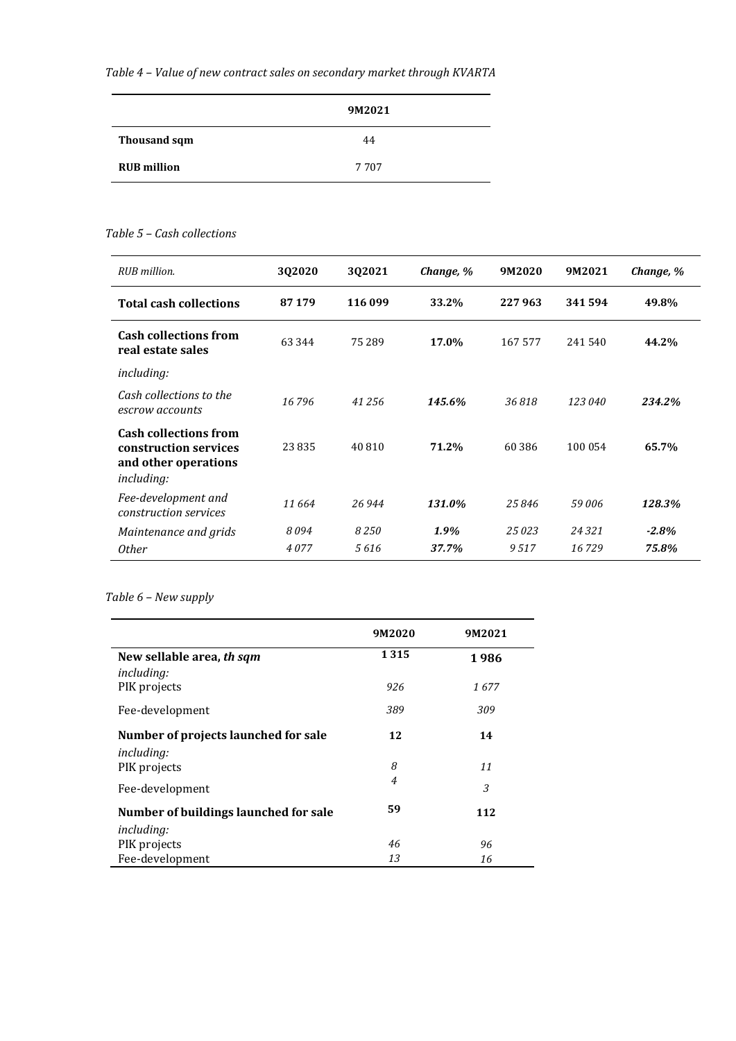*Table 4 – Value of new contract sales on secondary market through KVARTA*

| | 9M2021 |
|---|---|
| **Thousand sqm** | 44 |
| **RUB million** | 7 707 |

*Table 5 – Cash collections*

| *RUB million.* | 3Q2020 | 3Q2021 | *Change, %* | 9M2020 | 9M2021 | *Change, %* |
|---|---|---|---|---|---|---|
| **Total cash collections** | **87 179** | **116 099** | **33.2%** | **227 963** | **341 594** | **49.8%** |
| **Cash collections from real estate sales** | 63 344 | 75 289 | **17.0%** | 167 577 | 241 540 | **44.2%** |
| *including:* | | | | | | |
| *Cash collections to the escrow accounts* | *16 796* | *41 256* | ***145.6%*** | *36 818* | *123 040* | ***234.2%*** |
| **Cash collections from construction services and other operations** *including:* | 23 835 | 40 810 | **71.2%** | 60 386 | 100 054 | **65.7%** |
| *Fee-development and construction services* | *11 664* | *26 944* | ***131.0%*** | *25 846* | *59 006* | ***128.3%*** |
| *Maintenance and grids* | *8 094* | *8 250* | ***1.9%*** | *25 023* | *24 321* | ***-2.8%*** |
| *Other* | *4 077* | *5 616* | ***37.7%*** | *9 517* | *16 729* | ***75.8%*** |

*Table 6 – New supply*

| | 9M2020 | 9M2021 |
|---|---|---|
| **New sellable area, *th sqm*** | **1 315** | **1 986** |
| *including:* | | |
| PIK projects | *926* | *1 677* |
| Fee-development | *389* | *309* |
| **Number of projects launched for sale** | **12** | **14** |
| *including:* | | |
| PIK projects | *8* | *11* |
| Fee-development | *4* | *3* |
| **Number of buildings launched for sale** | **59** | **112** |
| *including:* | | |
| PIK projects | *46* | *96* |
| Fee-development | *13* | *16* |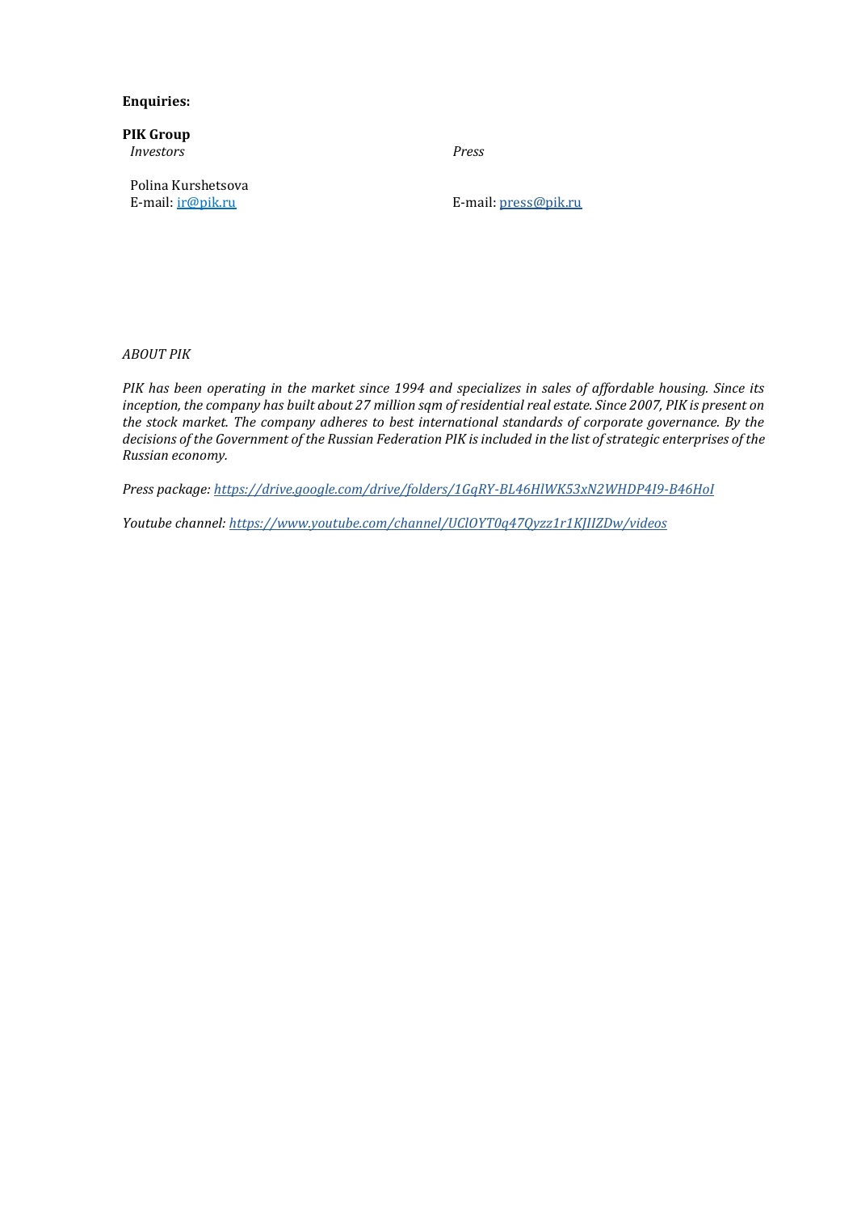**Enquiries:**

**PIK Group**

*Investors*

Polina Kurshetsova
E-mail: ir@pik.ru

*Press*

E-mail: press@pik.ru

*ABOUT PIK*

*PIK has been operating in the market since 1994 and specializes in sales of affordable housing. Since its inception, the company has built about 27 million sqm of residential real estate. Since 2007, PIK is present on the stock market. The company adheres to best international standards of corporate governance. By the decisions of the Government of the Russian Federation PIK is included in the list of strategic enterprises of the Russian economy.*

*Press package: https://drive.google.com/drive/folders/1GqRY-BL46HlWK53xN2WHDP4I9-B46HoI*

*Youtube channel: https://www.youtube.com/channel/UClOYT0q47Qyzz1r1KJIIZDw/videos*